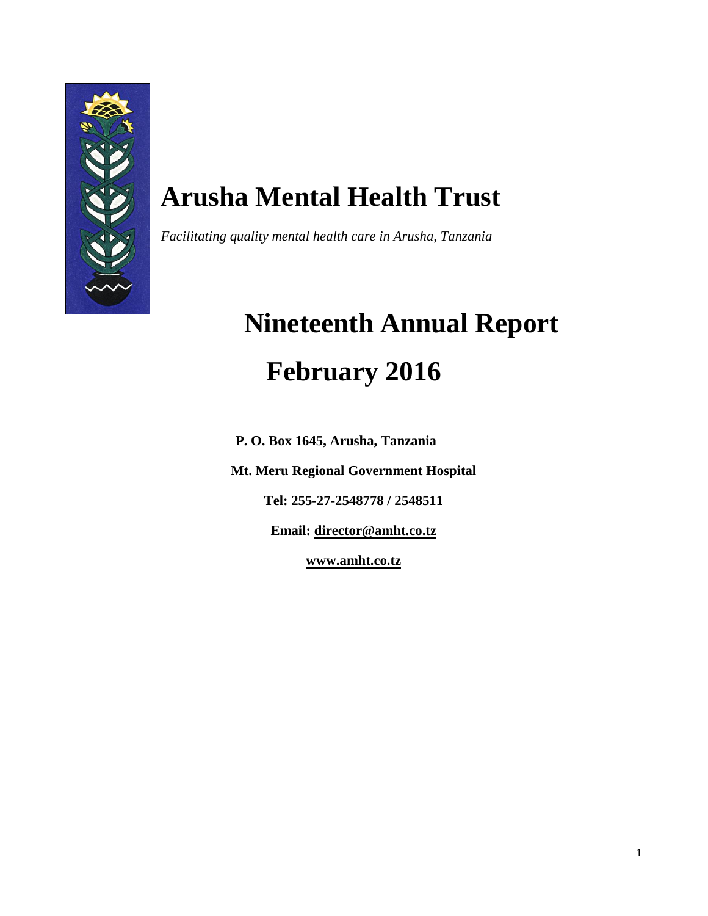# Arusha Mental Health Trust

*Facilitating quality mental health care in Arusha, Tanzania*

# Nineteenth Annual Report

# February 2016

**P. O. Box 1645, Arusha, Tanzania**

**Mt. Meru Regional Government Hospital**

**Tel: 255-27-2548778 / 2548511**

**Email: director@amht.co.tz**

**www.amht.co.tz**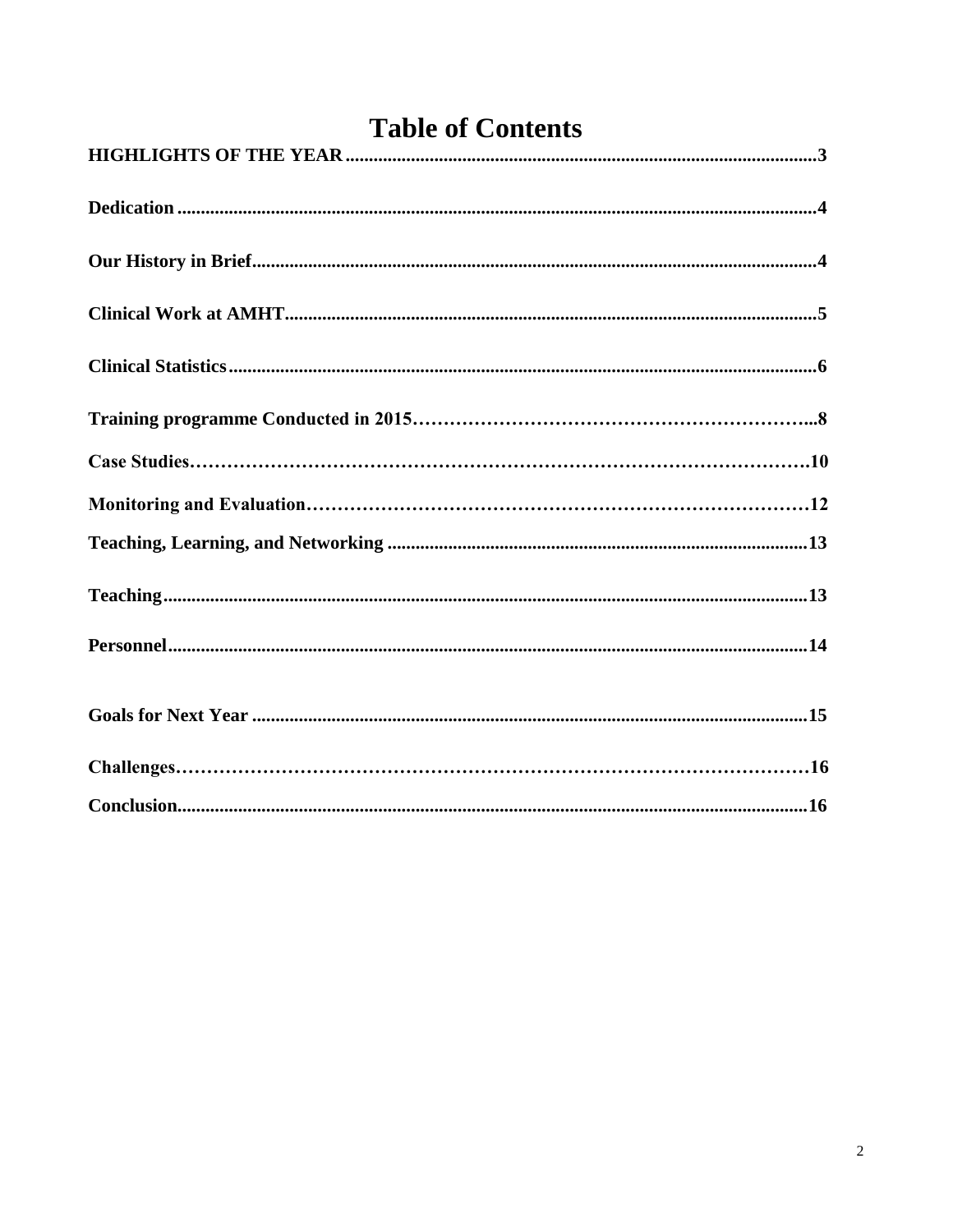# Table of Contents

**HIGHLIGHTS OF THE YEAR**.....3

**Dedication**.....4

**Our History in Brief**.....4

**Clinical Work at AMHT**.....5

**Clinical Statistics**.....6

**Training programme Conducted in 2015**.....8

**Case Studies**.....10

**Monitoring and Evaluation**.....12

**Teaching, Learning, and Networking**.....13

**Teaching**.....13

**Personnel**.....14

**Goals for Next Year**.....15

**Challenges**.....16

**Conclusion**.....16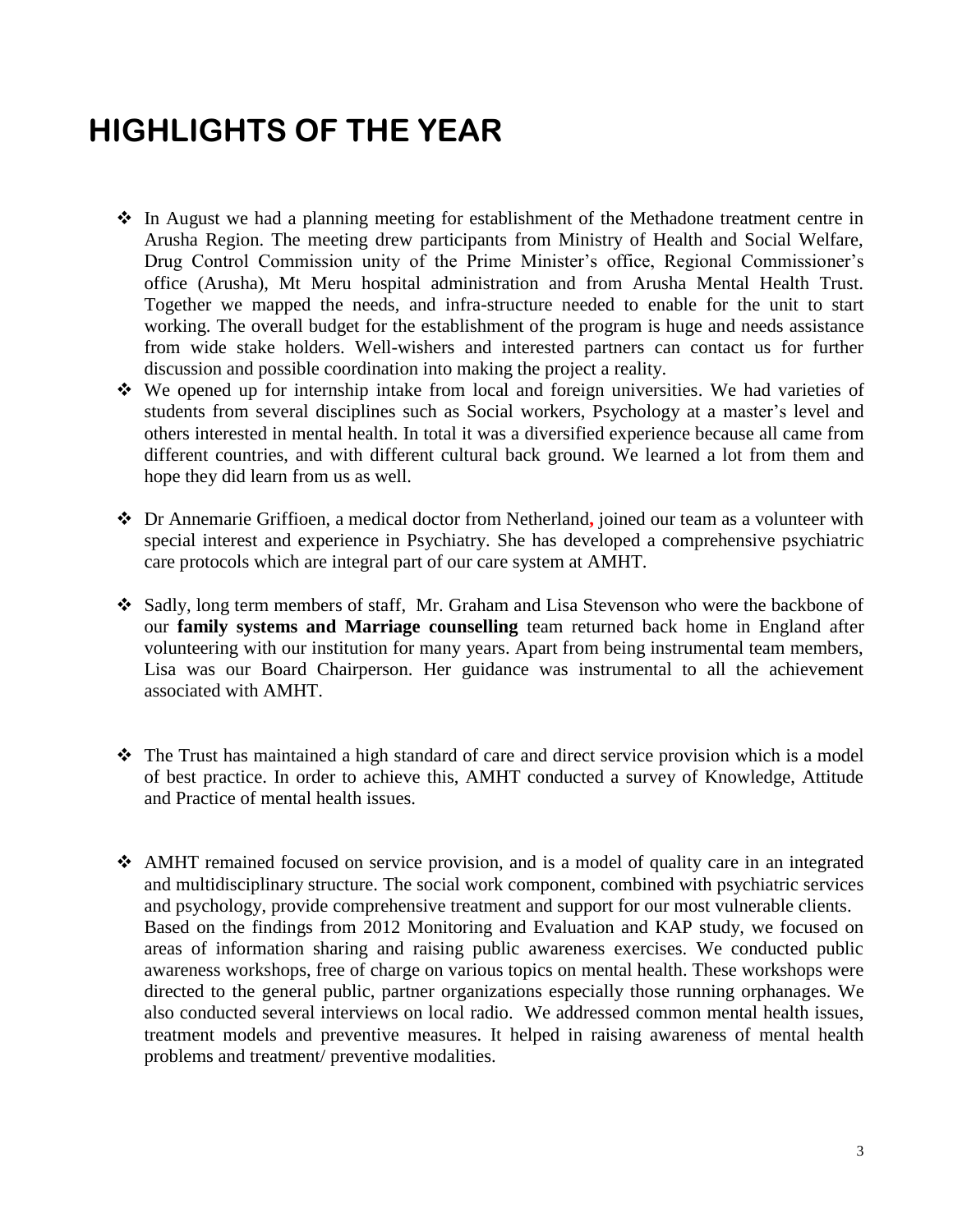# HIGHLIGHTS OF THE YEAR

- In August we had a planning meeting for establishment of the Methadone treatment centre in Arusha Region. The meeting drew participants from Ministry of Health and Social Welfare, Drug Control Commission unity of the Prime Minister's office, Regional Commissioner's office (Arusha), Mt Meru hospital administration and from Arusha Mental Health Trust. Together we mapped the needs, and infra-structure needed to enable for the unit to start working. The overall budget for the establishment of the program is huge and needs assistance from wide stake holders. Well-wishers and interested partners can contact us for further discussion and possible coordination into making the project a reality.
- We opened up for internship intake from local and foreign universities. We had varieties of students from several disciplines such as Social workers, Psychology at a master's level and others interested in mental health. In total it was a diversified experience because all came from different countries, and with different cultural back ground. We learned a lot from them and hope they did learn from us as well.
- Dr Annemarie Griffioen, a medical doctor from Netherland, joined our team as a volunteer with special interest and experience in Psychiatry. She has developed a comprehensive psychiatric care protocols which are integral part of our care system at AMHT.
- Sadly, long term members of staff, Mr. Graham and Lisa Stevenson who were the backbone of our **family systems and Marriage counselling** team returned back home in England after volunteering with our institution for many years. Apart from being instrumental team members, Lisa was our Board Chairperson. Her guidance was instrumental to all the achievement associated with AMHT.
- The Trust has maintained a high standard of care and direct service provision which is a model of best practice. In order to achieve this, AMHT conducted a survey of Knowledge, Attitude and Practice of mental health issues.
- AMHT remained focused on service provision, and is a model of quality care in an integrated and multidisciplinary structure. The social work component, combined with psychiatric services and psychology, provide comprehensive treatment and support for our most vulnerable clients. Based on the findings from 2012 Monitoring and Evaluation and KAP study, we focused on areas of information sharing and raising public awareness exercises. We conducted public awareness workshops, free of charge on various topics on mental health. These workshops were directed to the general public, partner organizations especially those running orphanages. We also conducted several interviews on local radio. We addressed common mental health issues, treatment models and preventive measures. It helped in raising awareness of mental health problems and treatment/ preventive modalities.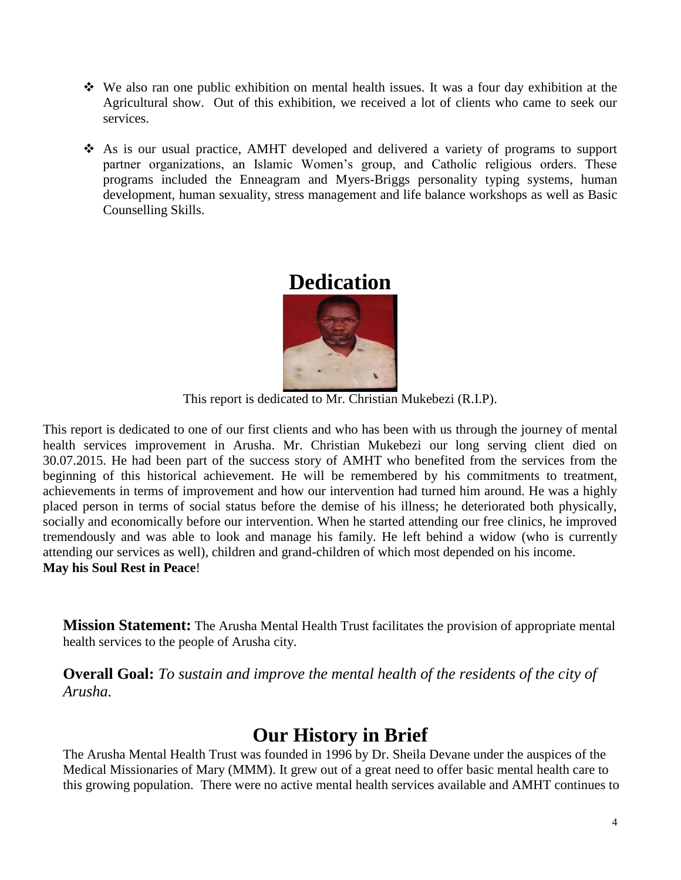- We also ran one public exhibition on mental health issues. It was a four day exhibition at the Agricultural show. Out of this exhibition, we received a lot of clients who came to seek our services.

- As is our usual practice, AMHT developed and delivered a variety of programs to support partner organizations, an Islamic Women's group, and Catholic religious orders. These programs included the Enneagram and Myers-Briggs personality typing systems, human development, human sexuality, stress management and life balance workshops as well as Basic Counselling Skills.

# Dedication

This report is dedicated to Mr. Christian Mukebezi (R.I.P).

This report is dedicated to one of our first clients and who has been with us through the journey of mental health services improvement in Arusha. Mr. Christian Mukebezi our long serving client died on 30.07.2015. He had been part of the success story of AMHT who benefited from the services from the beginning of this historical achievement. He will be remembered by his commitments to treatment, achievements in terms of improvement and how our intervention had turned him around. He was a highly placed person in terms of social status before the demise of his illness; he deteriorated both physically, socially and economically before our intervention. When he started attending our free clinics, he improved tremendously and was able to look and manage his family. He left behind a widow (who is currently attending our services as well), children and grand-children of which most depended on his income.
**May his Soul Rest in Peace**!

**Mission Statement:** The Arusha Mental Health Trust facilitates the provision of appropriate mental health services to the people of Arusha city.

**Overall Goal:** *To sustain and improve the mental health of the residents of the city of Arusha.*

# Our History in Brief

The Arusha Mental Health Trust was founded in 1996 by Dr. Sheila Devane under the auspices of the Medical Missionaries of Mary (MMM). It grew out of a great need to offer basic mental health care to this growing population. There were no active mental health services available and AMHT continues to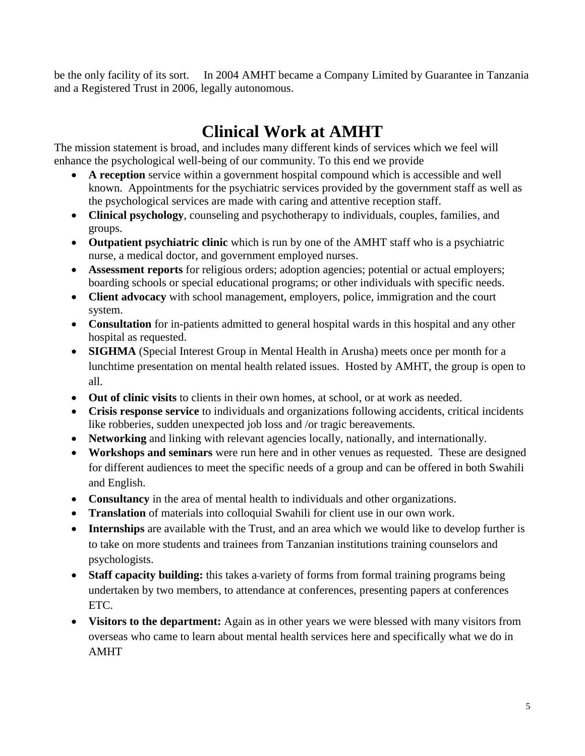be the only facility of its sort. In 2004 AMHT became a Company Limited by Guarantee in Tanzania and a Registered Trust in 2006, legally autonomous.

# Clinical Work at AMHT

The mission statement is broad, and includes many different kinds of services which we feel will enhance the psychological well-being of our community. To this end we provide

- **A reception** service within a government hospital compound which is accessible and well known. Appointments for the psychiatric services provided by the government staff as well as the psychological services are made with caring and attentive reception staff.
- **Clinical psychology**, counseling and psychotherapy to individuals, couples, families, and groups.
- **Outpatient psychiatric clinic** which is run by one of the AMHT staff who is a psychiatric nurse, a medical doctor, and government employed nurses.
- **Assessment reports** for religious orders; adoption agencies; potential or actual employers; boarding schools or special educational programs; or other individuals with specific needs.
- **Client advocacy** with school management, employers, police, immigration and the court system.
- **Consultation** for in-patients admitted to general hospital wards in this hospital and any other hospital as requested.
- **SIGHMA** (Special Interest Group in Mental Health in Arusha) meets once per month for a lunchtime presentation on mental health related issues. Hosted by AMHT, the group is open to all.
- **Out of clinic visits** to clients in their own homes, at school, or at work as needed.
- **Crisis response service** to individuals and organizations following accidents, critical incidents like robberies, sudden unexpected job loss and /or tragic bereavements.
- **Networking** and linking with relevant agencies locally, nationally, and internationally.
- **Workshops and seminars** were run here and in other venues as requested. These are designed for different audiences to meet the specific needs of a group and can be offered in both Swahili and English.
- **Consultancy** in the area of mental health to individuals and other organizations.
- **Translation** of materials into colloquial Swahili for client use in our own work.
- **Internships** are available with the Trust, and an area which we would like to develop further is to take on more students and trainees from Tanzanian institutions training counselors and psychologists.
- **Staff capacity building:** this takes a variety of forms from formal training programs being undertaken by two members, to attendance at conferences, presenting papers at conferences ETC.
- **Visitors to the department:** Again as in other years we were blessed with many visitors from overseas who came to learn about mental health services here and specifically what we do in AMHT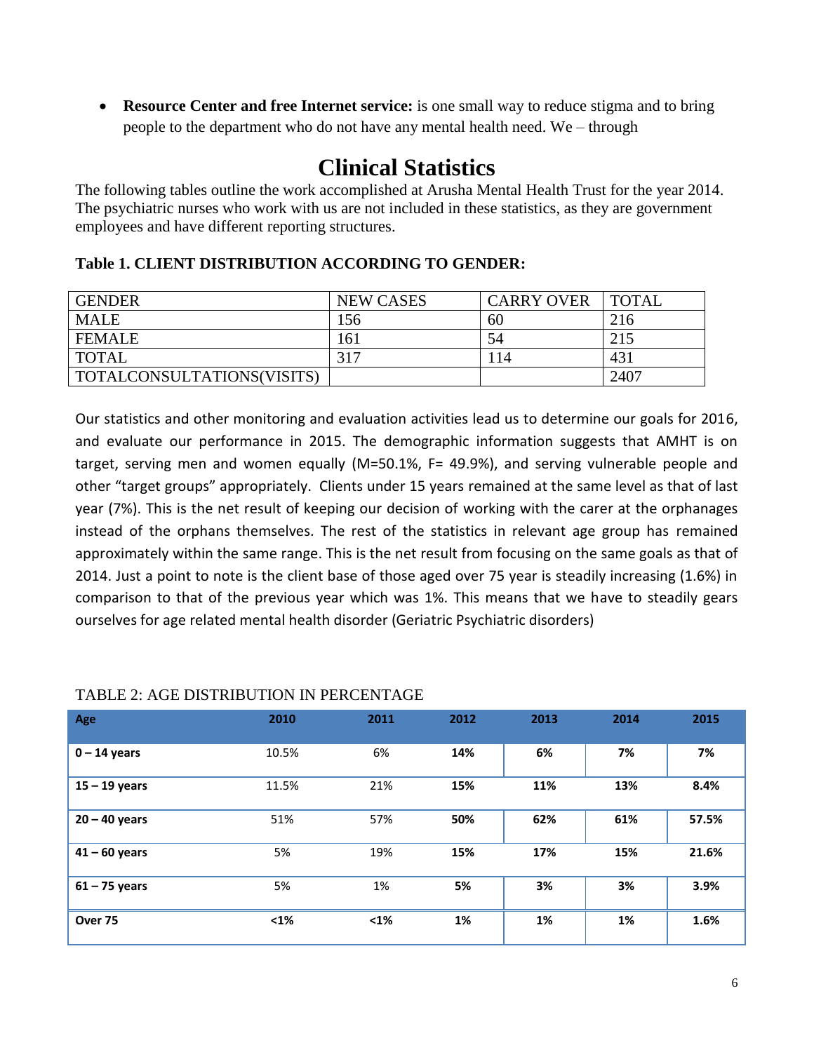- **Resource Center and free Internet service:** is one small way to reduce stigma and to bring people to the department who do not have any mental health need. We – through

# Clinical Statistics

The following tables outline the work accomplished at Arusha Mental Health Trust for the year 2014. The psychiatric nurses who work with us are not included in these statistics, as they are government employees and have different reporting structures.

**Table 1. CLIENT DISTRIBUTION ACCORDING TO GENDER:**

| GENDER | NEW CASES | CARRY OVER | TOTAL |
|---|---|---|---|
| MALE | 156 | 60 | 216 |
| FEMALE | 161 | 54 | 215 |
| TOTAL | 317 | 114 | 431 |
| TOTALCONSULTATIONS(VISITS) | | | 2407 |

Our statistics and other monitoring and evaluation activities lead us to determine our goals for 2016, and evaluate our performance in 2015. The demographic information suggests that AMHT is on target, serving men and women equally (M=50.1%, F= 49.9%), and serving vulnerable people and other "target groups" appropriately. Clients under 15 years remained at the same level as that of last year (7%). This is the net result of keeping our decision of working with the carer at the orphanages instead of the orphans themselves. The rest of the statistics in relevant age group has remained approximately within the same range. This is the net result from focusing on the same goals as that of 2014. Just a point to note is the client base of those aged over 75 year is steadily increasing (1.6%) in comparison to that of the previous year which was 1%. This means that we have to steadily gears ourselves for age related mental health disorder (Geriatric Psychiatric disorders)

TABLE 2: AGE DISTRIBUTION IN PERCENTAGE

| Age | 2010 | 2011 | 2012 | 2013 | 2014 | 2015 |
|---|---|---|---|---|---|---|
| **0 – 14 years** | 10.5% | 6% | **14%** | **6%** | **7%** | **7%** |
| **15 – 19 years** | 11.5% | 21% | **15%** | **11%** | **13%** | **8.4%** |
| **20 – 40 years** | 51% | 57% | **50%** | **62%** | **61%** | **57.5%** |
| **41 – 60 years** | 5% | 19% | **15%** | **17%** | **15%** | **21.6%** |
| **61 – 75 years** | 5% | 1% | **5%** | **3%** | **3%** | **3.9%** |
| **Over 75** | **<1%** | **<1%** | **1%** | **1%** | **1%** | **1.6%** |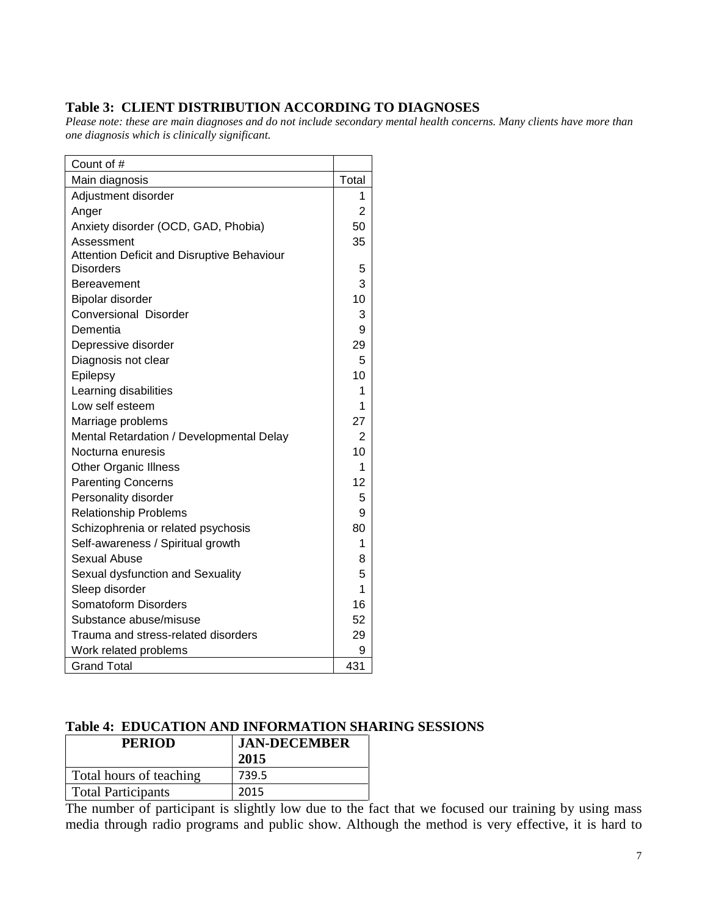**Table 3: CLIENT DISTRIBUTION ACCORDING TO DIAGNOSES**

*Please note: these are main diagnoses and do not include secondary mental health concerns. Many clients have more than one diagnosis which is clinically significant.*

| Count of # | |
|---|---|
| Main diagnosis | Total |
| Adjustment disorder | 1 |
| Anger | 2 |
| Anxiety disorder (OCD, GAD, Phobia) | 50 |
| Assessment | 35 |
| Attention Deficit and Disruptive Behaviour Disorders | 5 |
| Bereavement | 3 |
| Bipolar disorder | 10 |
| Conversional Disorder | 3 |
| Dementia | 9 |
| Depressive disorder | 29 |
| Diagnosis not clear | 5 |
| Epilepsy | 10 |
| Learning disabilities | 1 |
| Low self esteem | 1 |
| Marriage problems | 27 |
| Mental Retardation / Developmental Delay | 2 |
| Nocturna enuresis | 10 |
| Other Organic Illness | 1 |
| Parenting Concerns | 12 |
| Personality disorder | 5 |
| Relationship Problems | 9 |
| Schizophrenia or related psychosis | 80 |
| Self-awareness / Spiritual growth | 1 |
| Sexual Abuse | 8 |
| Sexual dysfunction and Sexuality | 5 |
| Sleep disorder | 1 |
| Somatoform Disorders | 16 |
| Substance abuse/misuse | 52 |
| Trauma and stress-related disorders | 29 |
| Work related problems | 9 |
| Grand Total | 431 |

**Table 4: EDUCATION AND INFORMATION SHARING SESSIONS**

| PERIOD | JAN-DECEMBER 2015 |
|---|---|
| Total hours of teaching | 739.5 |
| Total Participants | 2015 |

The number of participant is slightly low due to the fact that we focused our training by using mass media through radio programs and public show. Although the method is very effective, it is hard to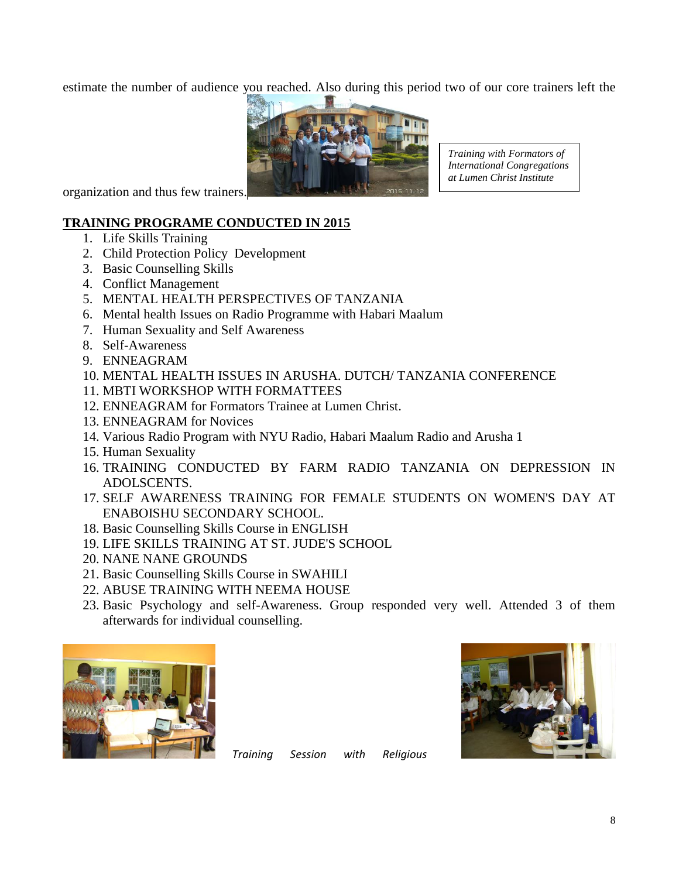estimate the number of audience you reached. Also during this period two of our core trainers left the organization and thus few trainers.

*Training with Formators of International Congregations at Lumen Christ Institute*

## TRAINING PROGRAME CONDUCTED IN 2015

1. Life Skills Training
2. Child Protection Policy Development
3. Basic Counselling Skills
4. Conflict Management
5. MENTAL HEALTH PERSPECTIVES OF TANZANIA
6. Mental health Issues on Radio Programme with Habari Maalum
7. Human Sexuality and Self Awareness
8. Self-Awareness
9. ENNEAGRAM
10. MENTAL HEALTH ISSUES IN ARUSHA. DUTCH/ TANZANIA CONFERENCE
11. MBTI WORKSHOP WITH FORMATTEES
12. ENNEAGRAM for Formators Trainee at Lumen Christ.
13. ENNEAGRAM for Novices
14. Various Radio Program with NYU Radio, Habari Maalum Radio and Arusha 1
15. Human Sexuality
16. TRAINING CONDUCTED BY FARM RADIO TANZANIA ON DEPRESSION IN ADOLSCENTS.
17. SELF AWARENESS TRAINING FOR FEMALE STUDENTS ON WOMEN'S DAY AT ENABOISHU SECONDARY SCHOOL.
18. Basic Counselling Skills Course in ENGLISH
19. LIFE SKILLS TRAINING AT ST. JUDE'S SCHOOL
20. NANE NANE GROUNDS
21. Basic Counselling Skills Course in SWAHILI
22. ABUSE TRAINING WITH NEEMA HOUSE
23. Basic Psychology and self-Awareness. Group responded very well. Attended 3 of them afterwards for individual counselling.

*Training Session with Religious*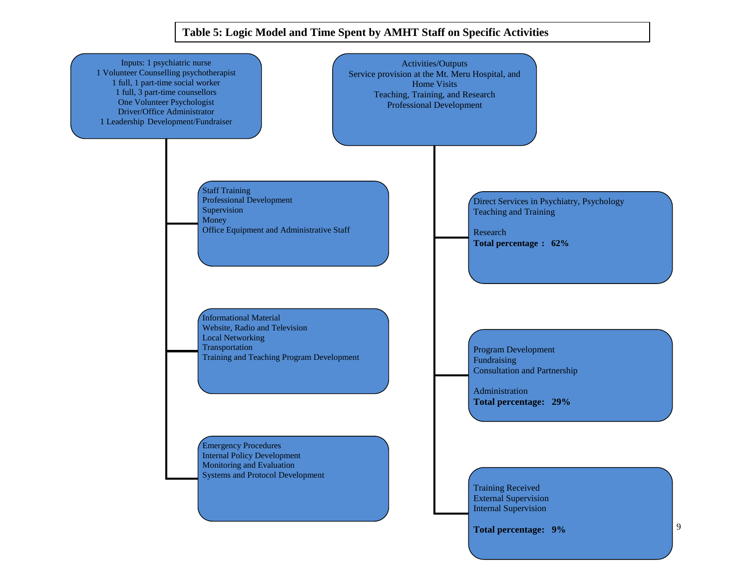**Table 5: Logic Model and Time Spent by AMHT Staff on Specific Activities**

**Inputs:**
- 1 psychiatric nurse
- 1 Volunteer Counselling psychotherapist
- 1 full, 1 part-time social worker
- 1 full, 3 part-time counsellors
- One Volunteer Psychologist
- Driver/Office Administrator
- 1 Leadership Development/Fundraiser

Staff Training
Professional Development
Supervision
Money
Office Equipment and Administrative Staff

Informational Material
Website, Radio and Television
Local Networking
Transportation
Training and Teaching Program Development

Emergency Procedures
Internal Policy Development
Monitoring and Evaluation
Systems and Protocol Development

**Activities/Outputs**
Service provision at the Mt. Meru Hospital, and Home Visits
Teaching, Training, and Research
Professional Development

Direct Services in Psychiatry, Psychology
Teaching and Training

Research
**Total percentage : 62%**

Program Development
Fundraising
Consultation and Partnership

Administration
**Total percentage: 29%**

Training Received
External Supervision
Internal Supervision

**Total percentage: 9%**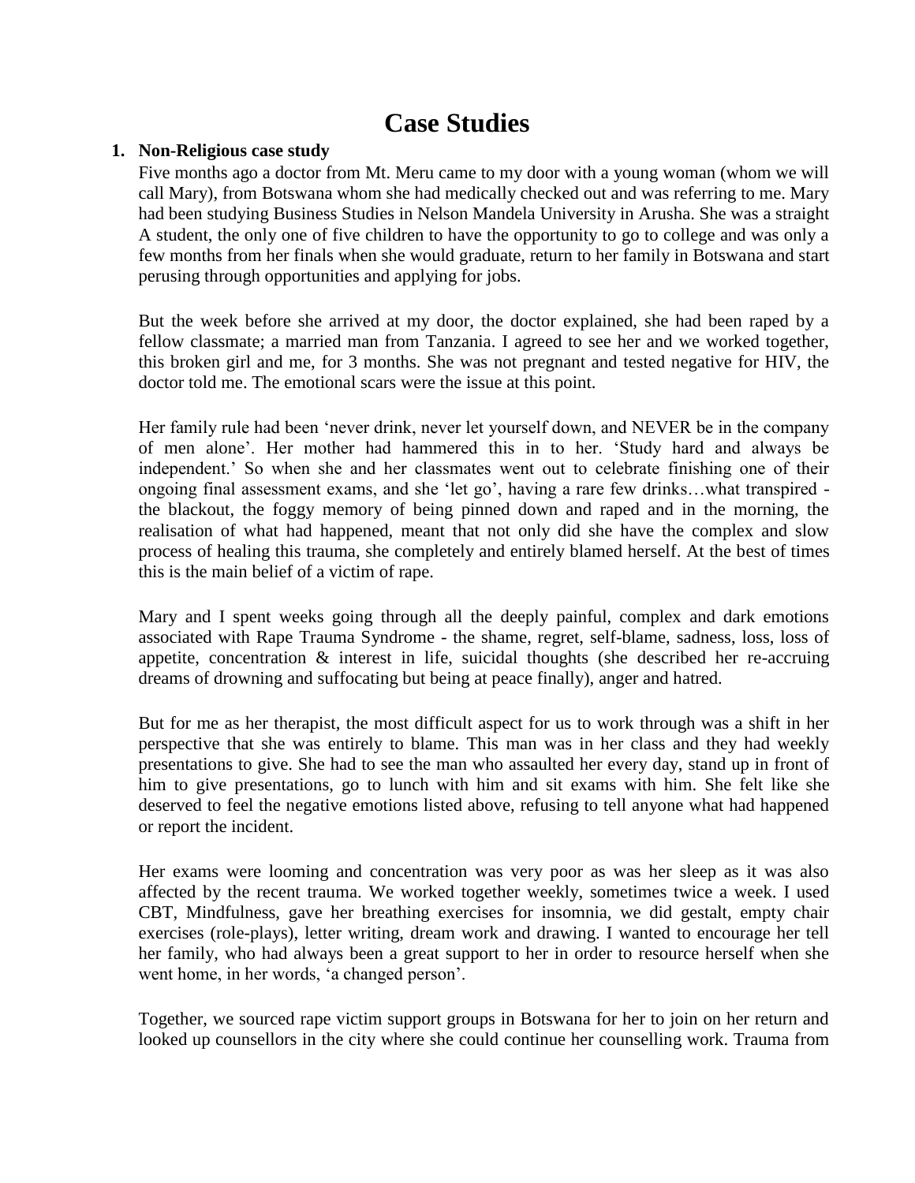# Case Studies

## 1. Non-Religious case study

Five months ago a doctor from Mt. Meru came to my door with a young woman (whom we will call Mary), from Botswana whom she had medically checked out and was referring to me. Mary had been studying Business Studies in Nelson Mandela University in Arusha. She was a straight A student, the only one of five children to have the opportunity to go to college and was only a few months from her finals when she would graduate, return to her family in Botswana and start perusing through opportunities and applying for jobs.

But the week before she arrived at my door, the doctor explained, she had been raped by a fellow classmate; a married man from Tanzania. I agreed to see her and we worked together, this broken girl and me, for 3 months. She was not pregnant and tested negative for HIV, the doctor told me. The emotional scars were the issue at this point.

Her family rule had been 'never drink, never let yourself down, and NEVER be in the company of men alone'. Her mother had hammered this in to her. 'Study hard and always be independent.' So when she and her classmates went out to celebrate finishing one of their ongoing final assessment exams, and she 'let go', having a rare few drinks…what transpired - the blackout, the foggy memory of being pinned down and raped and in the morning, the realisation of what had happened, meant that not only did she have the complex and slow process of healing this trauma, she completely and entirely blamed herself. At the best of times this is the main belief of a victim of rape.

Mary and I spent weeks going through all the deeply painful, complex and dark emotions associated with Rape Trauma Syndrome - the shame, regret, self-blame, sadness, loss, loss of appetite, concentration & interest in life, suicidal thoughts (she described her re-accruing dreams of drowning and suffocating but being at peace finally), anger and hatred.

But for me as her therapist, the most difficult aspect for us to work through was a shift in her perspective that she was entirely to blame. This man was in her class and they had weekly presentations to give. She had to see the man who assaulted her every day, stand up in front of him to give presentations, go to lunch with him and sit exams with him. She felt like she deserved to feel the negative emotions listed above, refusing to tell anyone what had happened or report the incident.

Her exams were looming and concentration was very poor as was her sleep as it was also affected by the recent trauma. We worked together weekly, sometimes twice a week. I used CBT, Mindfulness, gave her breathing exercises for insomnia, we did gestalt, empty chair exercises (role-plays), letter writing, dream work and drawing. I wanted to encourage her tell her family, who had always been a great support to her in order to resource herself when she went home, in her words, 'a changed person'.

Together, we sourced rape victim support groups in Botswana for her to join on her return and looked up counsellors in the city where she could continue her counselling work. Trauma from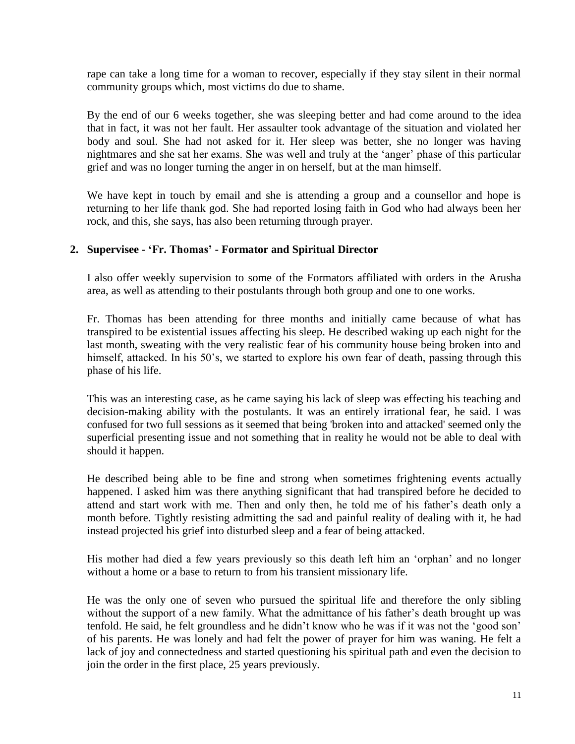rape can take a long time for a woman to recover, especially if they stay silent in their normal community groups which, most victims do due to shame.

By the end of our 6 weeks together, she was sleeping better and had come around to the idea that in fact, it was not her fault. Her assaulter took advantage of the situation and violated her body and soul. She had not asked for it. Her sleep was better, she no longer was having nightmares and she sat her exams. She was well and truly at the 'anger' phase of this particular grief and was no longer turning the anger in on herself, but at the man himself.

We have kept in touch by email and she is attending a group and a counsellor and hope is returning to her life thank god. She had reported losing faith in God who had always been her rock, and this, she says, has also been returning through prayer.

**2. Supervisee - 'Fr. Thomas' - Formator and Spiritual Director**

I also offer weekly supervision to some of the Formators affiliated with orders in the Arusha area, as well as attending to their postulants through both group and one to one works.

Fr. Thomas has been attending for three months and initially came because of what has transpired to be existential issues affecting his sleep. He described waking up each night for the last month, sweating with the very realistic fear of his community house being broken into and himself, attacked. In his 50's, we started to explore his own fear of death, passing through this phase of his life.

This was an interesting case, as he came saying his lack of sleep was effecting his teaching and decision-making ability with the postulants. It was an entirely irrational fear, he said. I was confused for two full sessions as it seemed that being 'broken into and attacked' seemed only the superficial presenting issue and not something that in reality he would not be able to deal with should it happen.

He described being able to be fine and strong when sometimes frightening events actually happened. I asked him was there anything significant that had transpired before he decided to attend and start work with me. Then and only then, he told me of his father's death only a month before. Tightly resisting admitting the sad and painful reality of dealing with it, he had instead projected his grief into disturbed sleep and a fear of being attacked.

His mother had died a few years previously so this death left him an 'orphan' and no longer without a home or a base to return to from his transient missionary life.

He was the only one of seven who pursued the spiritual life and therefore the only sibling without the support of a new family. What the admittance of his father's death brought up was tenfold. He said, he felt groundless and he didn't know who he was if it was not the 'good son' of his parents. He was lonely and had felt the power of prayer for him was waning. He felt a lack of joy and connectedness and started questioning his spiritual path and even the decision to join the order in the first place, 25 years previously.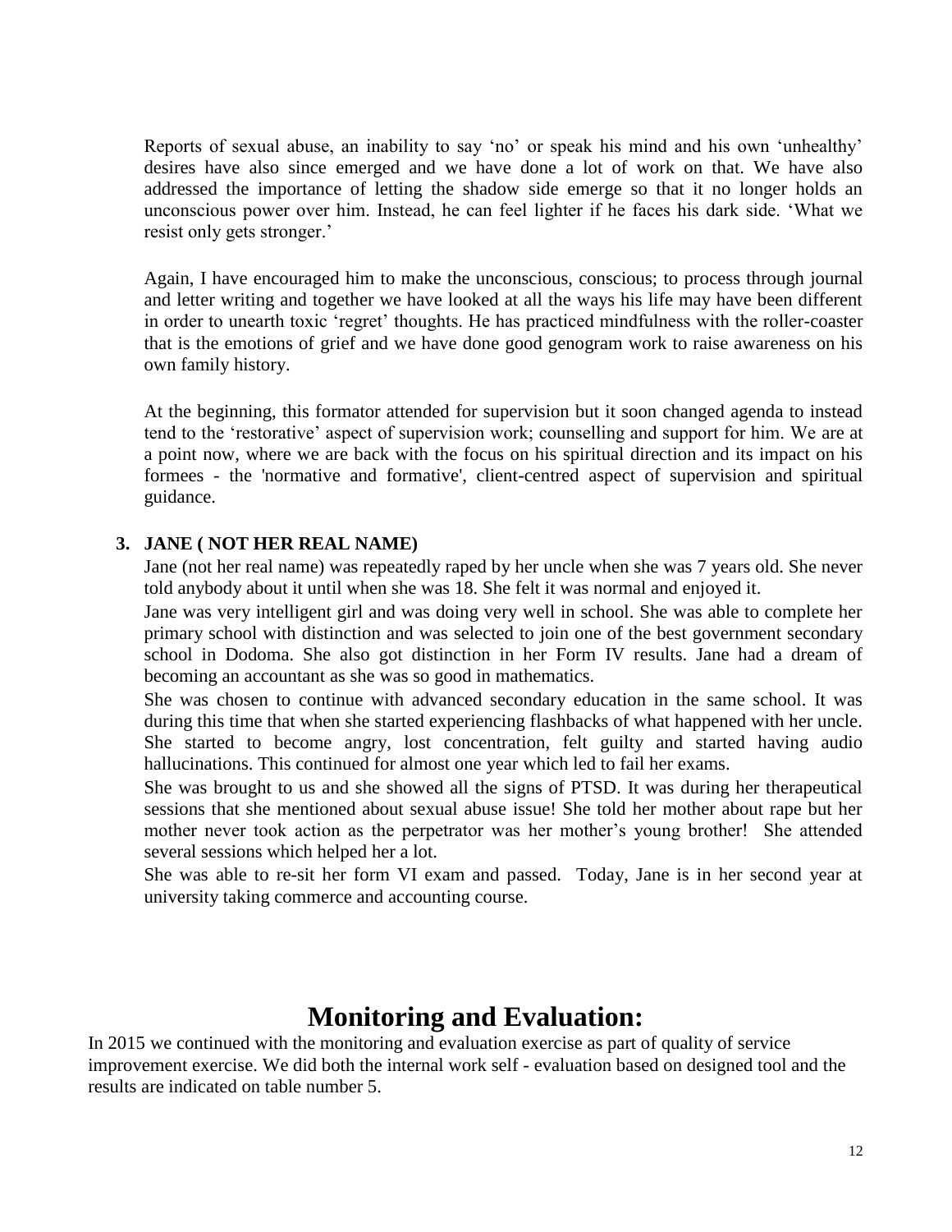Reports of sexual abuse, an inability to say 'no' or speak his mind and his own 'unhealthy' desires have also since emerged and we have done a lot of work on that. We have also addressed the importance of letting the shadow side emerge so that it no longer holds an unconscious power over him. Instead, he can feel lighter if he faces his dark side. 'What we resist only gets stronger.'

Again, I have encouraged him to make the unconscious, conscious; to process through journal and letter writing and together we have looked at all the ways his life may have been different in order to unearth toxic 'regret' thoughts. He has practiced mindfulness with the roller-coaster that is the emotions of grief and we have done good genogram work to raise awareness on his own family history.

At the beginning, this formator attended for supervision but it soon changed agenda to instead tend to the 'restorative' aspect of supervision work; counselling and support for him. We are at a point now, where we are back with the focus on his spiritual direction and its impact on his formees - the 'normative and formative', client-centred aspect of supervision and spiritual guidance.

### 3. JANE ( NOT HER REAL NAME)

Jane (not her real name) was repeatedly raped by her uncle when she was 7 years old. She never told anybody about it until when she was 18. She felt it was normal and enjoyed it.

Jane was very intelligent girl and was doing very well in school. She was able to complete her primary school with distinction and was selected to join one of the best government secondary school in Dodoma. She also got distinction in her Form IV results. Jane had a dream of becoming an accountant as she was so good in mathematics.

She was chosen to continue with advanced secondary education in the same school. It was during this time that when she started experiencing flashbacks of what happened with her uncle. She started to become angry, lost concentration, felt guilty and started having audio hallucinations. This continued for almost one year which led to fail her exams.

She was brought to us and she showed all the signs of PTSD. It was during her therapeutical sessions that she mentioned about sexual abuse issue! She told her mother about rape but her mother never took action as the perpetrator was her mother's young brother! She attended several sessions which helped her a lot.

She was able to re-sit her form VI exam and passed. Today, Jane is in her second year at university taking commerce and accounting course.

# Monitoring and Evaluation:

In 2015 we continued with the monitoring and evaluation exercise as part of quality of service improvement exercise. We did both the internal work self - evaluation based on designed tool and the results are indicated on table number 5.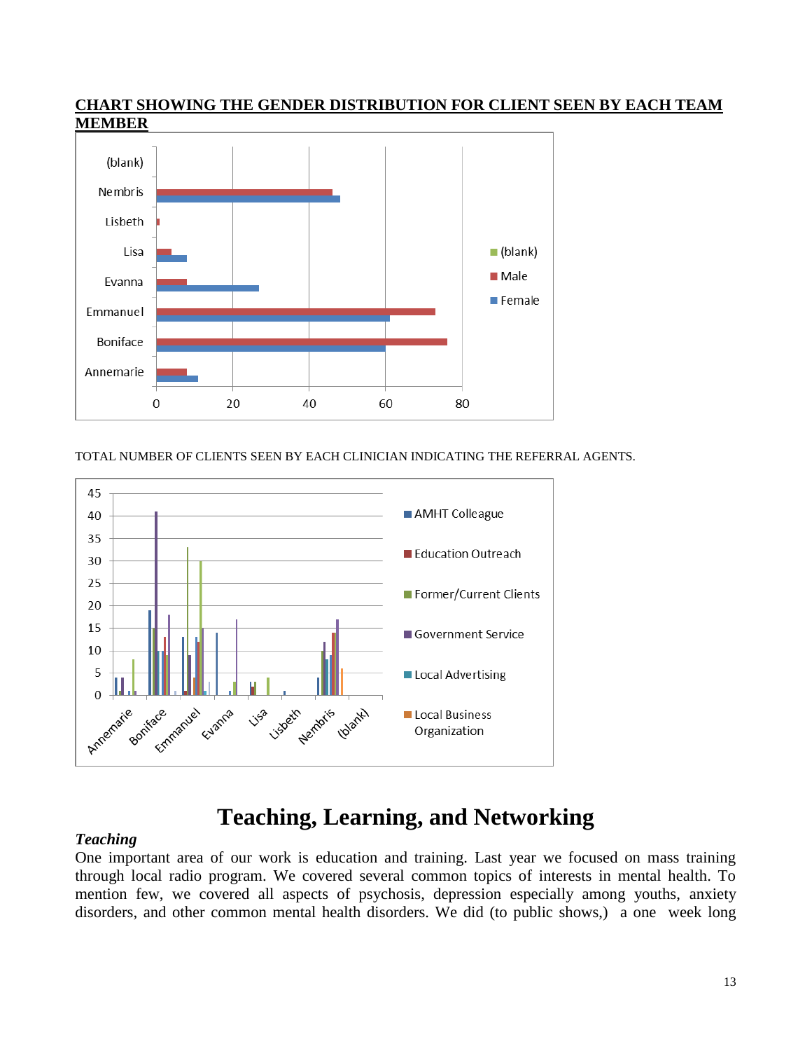**CHART SHOWING THE GENDER DISTRIBUTION FOR CLIENT SEEN BY EACH TEAM MEMBER**

TOTAL NUMBER OF CLIENTS SEEN BY EACH CLINICIAN INDICATING THE REFERRAL AGENTS.

# Teaching, Learning, and Networking

***Teaching***

One important area of our work is education and training. Last year we focused on mass training through local radio program. We covered several common topics of interests in mental health. To mention few, we covered all aspects of psychosis, depression especially among youths, anxiety disorders, and other common mental health disorders. We did (to public shows,) a one week long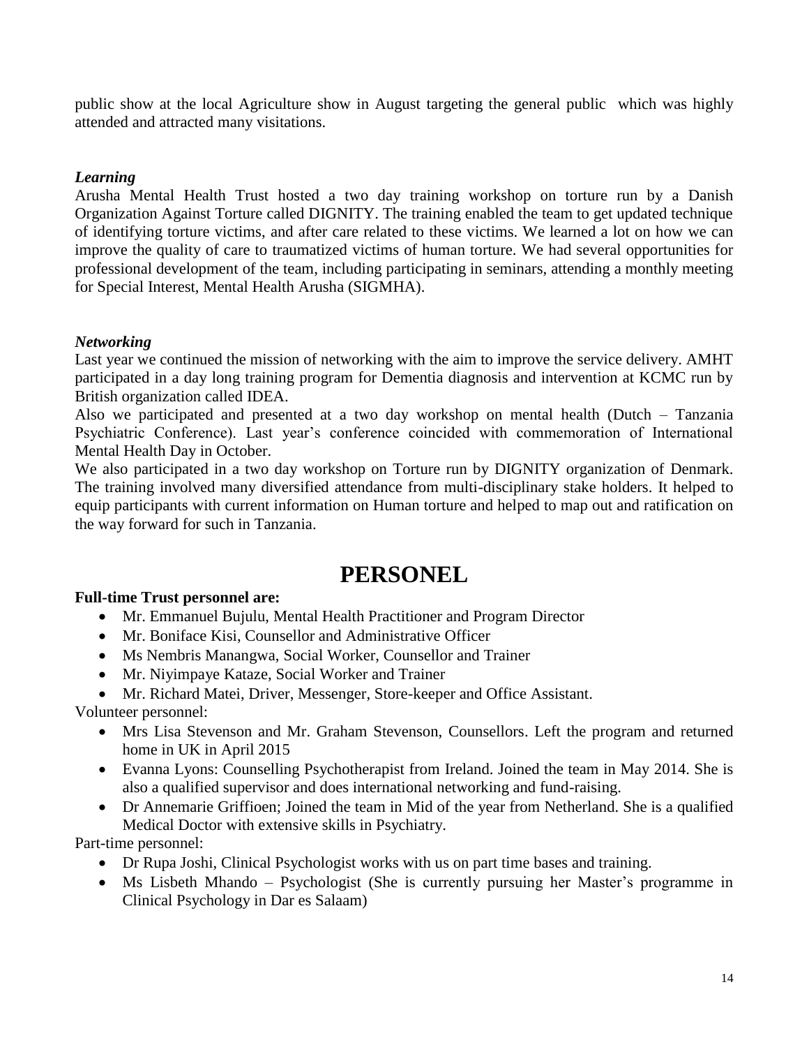public show at the local Agriculture show in August targeting the general public which was highly attended and attracted many visitations.

***Learning***

Arusha Mental Health Trust hosted a two day training workshop on torture run by a Danish Organization Against Torture called DIGNITY. The training enabled the team to get updated technique of identifying torture victims, and after care related to these victims. We learned a lot on how we can improve the quality of care to traumatized victims of human torture. We had several opportunities for professional development of the team, including participating in seminars, attending a monthly meeting for Special Interest, Mental Health Arusha (SIGMHA).

***Networking***

Last year we continued the mission of networking with the aim to improve the service delivery. AMHT participated in a day long training program for Dementia diagnosis and intervention at KCMC run by British organization called IDEA.

Also we participated and presented at a two day workshop on mental health (Dutch – Tanzania Psychiatric Conference). Last year's conference coincided with commemoration of International Mental Health Day in October.

We also participated in a two day workshop on Torture run by DIGNITY organization of Denmark. The training involved many diversified attendance from multi-disciplinary stake holders. It helped to equip participants with current information on Human torture and helped to map out and ratification on the way forward for such in Tanzania.

# PERSONEL

**Full-time Trust personnel are:**

- Mr. Emmanuel Bujulu, Mental Health Practitioner and Program Director
- Mr. Boniface Kisi, Counsellor and Administrative Officer
- Ms Nembris Manangwa, Social Worker, Counsellor and Trainer
- Mr. Niyimpaye Kataze, Social Worker and Trainer
- Mr. Richard Matei, Driver, Messenger, Store-keeper and Office Assistant.

Volunteer personnel:

- Mrs Lisa Stevenson and Mr. Graham Stevenson, Counsellors. Left the program and returned home in UK in April 2015
- Evanna Lyons: Counselling Psychotherapist from Ireland. Joined the team in May 2014. She is also a qualified supervisor and does international networking and fund-raising.
- Dr Annemarie Griffioen; Joined the team in Mid of the year from Netherland. She is a qualified Medical Doctor with extensive skills in Psychiatry.

Part-time personnel:

- Dr Rupa Joshi, Clinical Psychologist works with us on part time bases and training.
- Ms Lisbeth Mhando – Psychologist (She is currently pursuing her Master's programme in Clinical Psychology in Dar es Salaam)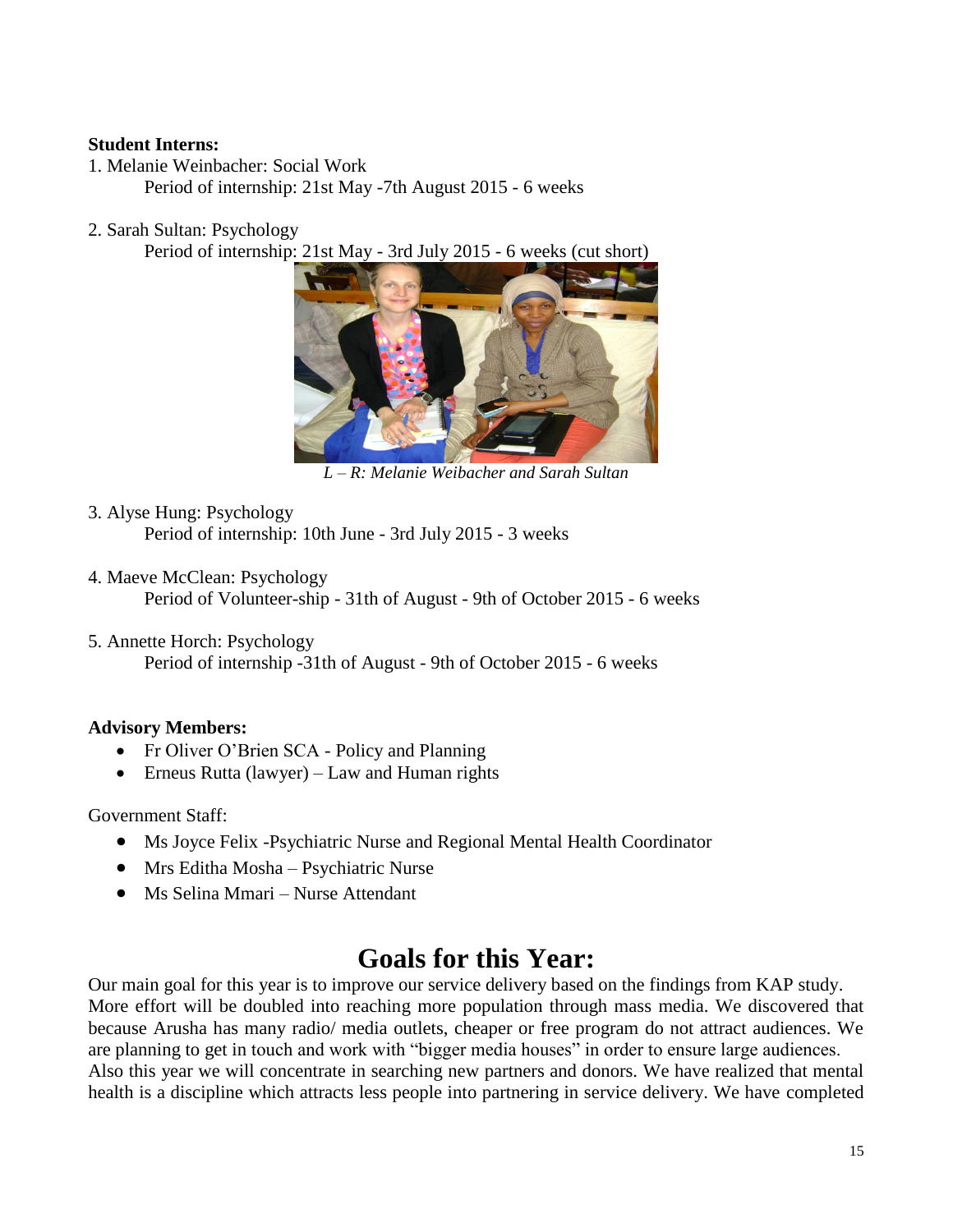**Student Interns:**

1. Melanie Weinbacher: Social Work

   Period of internship: 21st May -7th August 2015 - 6 weeks

2. Sarah Sultan: Psychology

   Period of internship: 21st May - 3rd July 2015 - 6 weeks (cut short)

*L – R: Melanie Weibacher and Sarah Sultan*

3. Alyse Hung: Psychology

   Period of internship: 10th June - 3rd July 2015 - 3 weeks

4. Maeve McClean: Psychology

   Period of Volunteer-ship - 31th of August - 9th of October 2015 - 6 weeks

5. Annette Horch: Psychology

   Period of internship -31th of August - 9th of October 2015 - 6 weeks

**Advisory Members:**

- Fr Oliver O'Brien SCA - Policy and Planning
- Erneus Rutta (lawyer) – Law and Human rights

Government Staff:

- Ms Joyce Felix -Psychiatric Nurse and Regional Mental Health Coordinator
- Mrs Editha Mosha – Psychiatric Nurse
- Ms Selina Mmari – Nurse Attendant

# Goals for this Year:

Our main goal for this year is to improve our service delivery based on the findings from KAP study. More effort will be doubled into reaching more population through mass media. We discovered that because Arusha has many radio/ media outlets, cheaper or free program do not attract audiences. We are planning to get in touch and work with "bigger media houses" in order to ensure large audiences.
Also this year we will concentrate in searching new partners and donors. We have realized that mental health is a discipline which attracts less people into partnering in service delivery. We have completed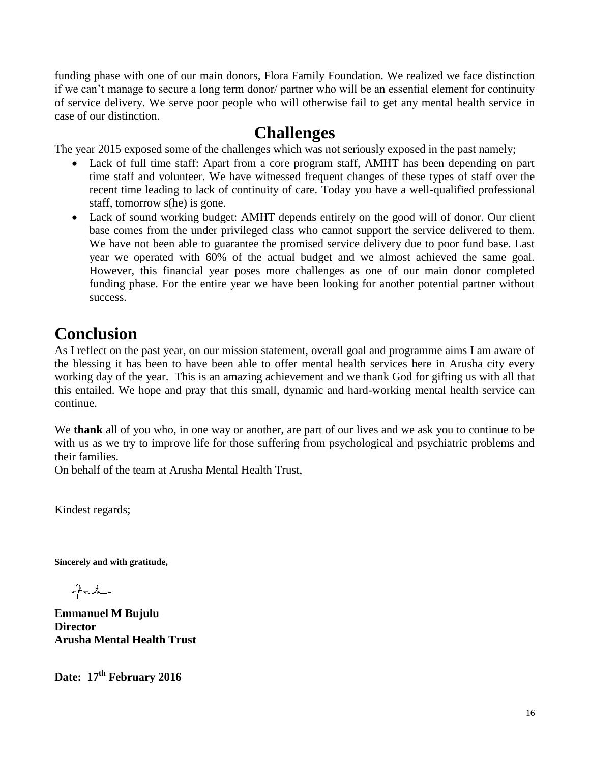funding phase with one of our main donors, Flora Family Foundation. We realized we face distinction if we can't manage to secure a long term donor/ partner who will be an essential element for continuity of service delivery. We serve poor people who will otherwise fail to get any mental health service in case of our distinction.

## Challenges

The year 2015 exposed some of the challenges which was not seriously exposed in the past namely;

- Lack of full time staff: Apart from a core program staff, AMHT has been depending on part time staff and volunteer. We have witnessed frequent changes of these types of staff over the recent time leading to lack of continuity of care. Today you have a well-qualified professional staff, tomorrow s(he) is gone.
- Lack of sound working budget: AMHT depends entirely on the good will of donor. Our client base comes from the under privileged class who cannot support the service delivered to them. We have not been able to guarantee the promised service delivery due to poor fund base. Last year we operated with 60% of the actual budget and we almost achieved the same goal. However, this financial year poses more challenges as one of our main donor completed funding phase. For the entire year we have been looking for another potential partner without success.

# Conclusion

As I reflect on the past year, on our mission statement, overall goal and programme aims I am aware of the blessing it has been to have been able to offer mental health services here in Arusha city every working day of the year. This is an amazing achievement and we thank God for gifting us with all that this entailed. We hope and pray that this small, dynamic and hard-working mental health service can continue.

We **thank** all of you who, in one way or another, are part of our lives and we ask you to continue to be with us as we try to improve life for those suffering from psychological and psychiatric problems and their families.

On behalf of the team at Arusha Mental Health Trust,

Kindest regards;

**Sincerely and with gratitude,**

**Emmanuel M Bujulu**
**Director**
**Arusha Mental Health Trust**

**Date: 17th February 2016**